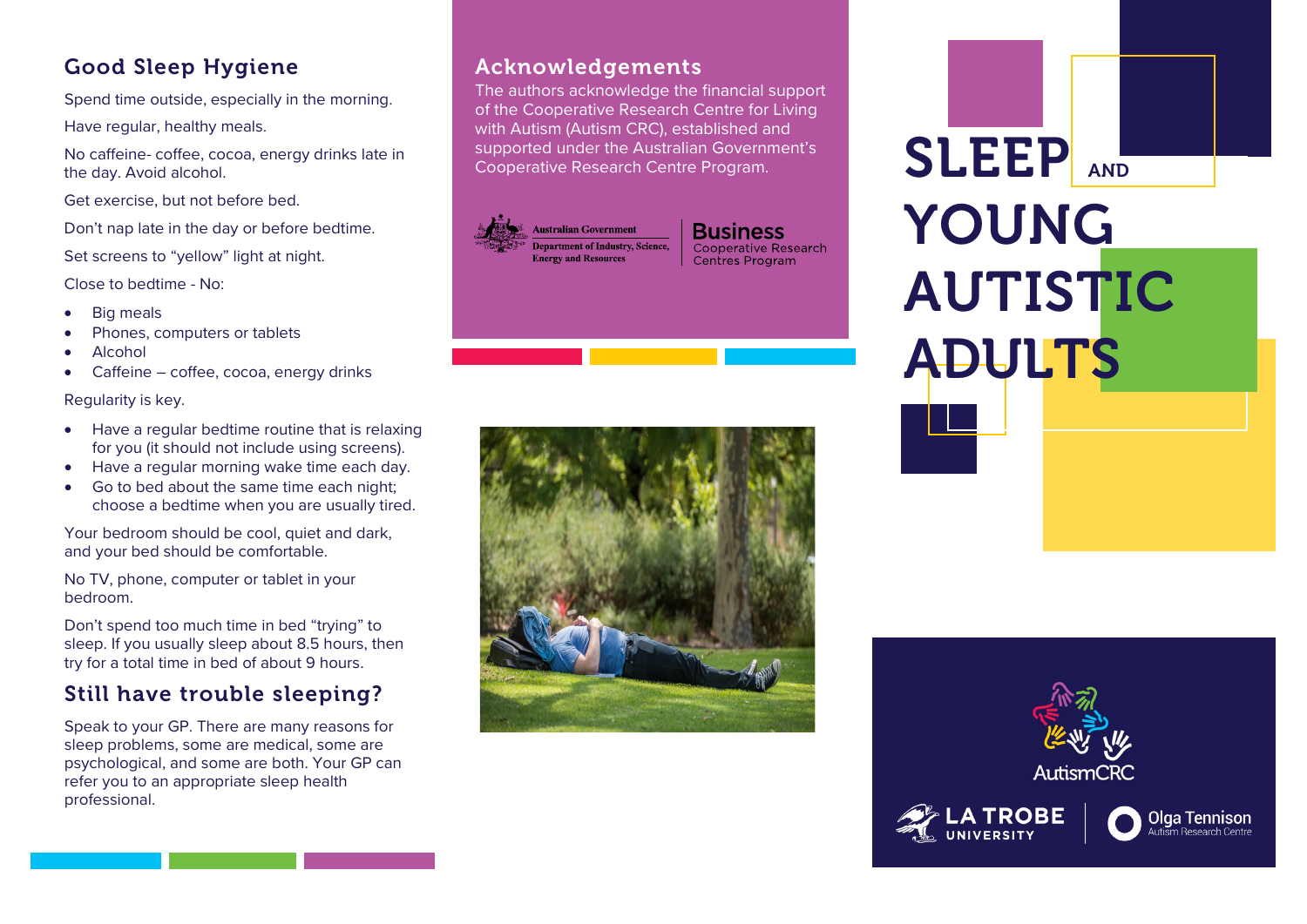## Good Sleep Hygiene

Spend time outside, especially in the morning.

Have regular, healthy meals.

No caffeine- coffee, cocoa, energy drinks late in the day. Avoid alcohol.

Get exercise, but not before bed.

Don't nap late in the day or before bedtime.

Set screens to "yellow" light at night.

Close to bedtime - No:

- Big meals
- Phones, computers or tablets
- Alcohol
- Caffeine – coffee, cocoa, energy drinks

Regularity is key.

- Have a regular bedtime routine that is relaxing for you (it should not include using screens).
- Have a regular morning wake time each day.
- Go to bed about the same time each night; choose a bedtime when you are usually tired.

Your bedroom should be cool, quiet and dark, and your bed should be comfortable.

No TV, phone, computer or tablet in your bedroom.

Don't spend too much time in bed "trying" to sleep. If you usually sleep about 8.5 hours, then try for a total time in bed of about 9 hours.

## Still have trouble sleeping?

Speak to your GP. There are many reasons for sleep problems, some are medical, some are psychological, and some are both. Your GP can refer you to an appropriate sleep health professional.

## Acknowledgements

The authors acknowledge the financial support of the Cooperative Research Centre for Living with Autism (Autism CRC), established and supported under the Australian Government's Cooperative Research Centre Program.

Australian Government
Department of Industry, Science, Energy and Resources

Business
Cooperative Research Centres Program

# SLEEP AND YOUNG AUTISTIC ADULTS

AutismCRC

LA TROBE UNIVERSITY

Olga Tennison Autism Research Centre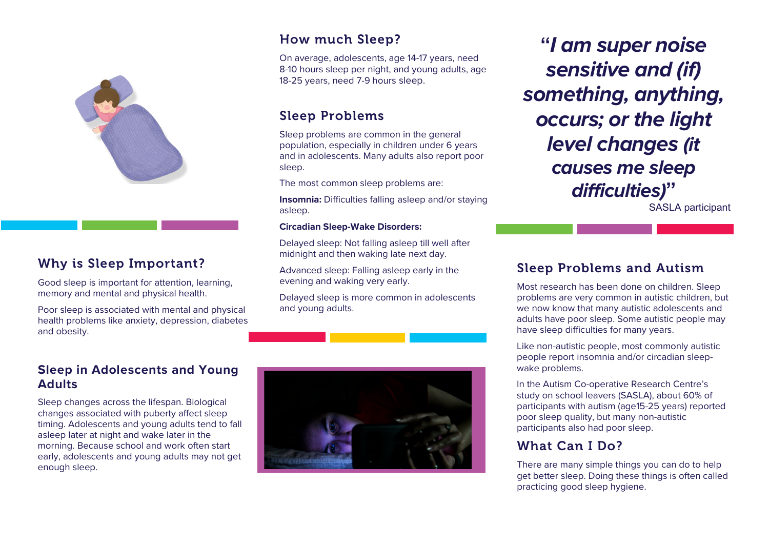## Why is Sleep Important?

Good sleep is important for attention, learning, memory and mental and physical health.

Poor sleep is associated with mental and physical health problems like anxiety, depression, diabetes and obesity.

## Sleep in Adolescents and Young Adults

Sleep changes across the lifespan. Biological changes associated with puberty affect sleep timing. Adolescents and young adults tend to fall asleep later at night and wake later in the morning. Because school and work often start early, adolescents and young adults may not get enough sleep.

## How much Sleep?

On average, adolescents, age 14-17 years, need 8-10 hours sleep per night, and young adults, age 18-25 years, need 7-9 hours sleep.

## Sleep Problems

Sleep problems are common in the general population, especially in children under 6 years and in adolescents. Many adults also report poor sleep.

The most common sleep problems are:

**Insomnia:** Difficulties falling asleep and/or staying asleep.

**Circadian Sleep-Wake Disorders:**

Delayed sleep: Not falling asleep till well after midnight and then waking late next day.

Advanced sleep: Falling asleep early in the evening and waking very early.

Delayed sleep is more common in adolescents and young adults.

> ***"I am super noise sensitive and (if) something, anything, occurs; or the light level changes (it causes me sleep difficulties)"***
>
> SASLA participant

## Sleep Problems and Autism

Most research has been done on children. Sleep problems are very common in autistic children, but we now know that many autistic adolescents and adults have poor sleep. Some autistic people may have sleep difficulties for many years.

Like non-autistic people, most commonly autistic people report insomnia and/or circadian sleep-wake problems.

In the Autism Co-operative Research Centre's study on school leavers (SASLA), about 60% of participants with autism (age15-25 years) reported poor sleep quality, but many non-autistic participants also had poor sleep.

## What Can I Do?

There are many simple things you can do to help get better sleep. Doing these things is often called practicing good sleep hygiene.